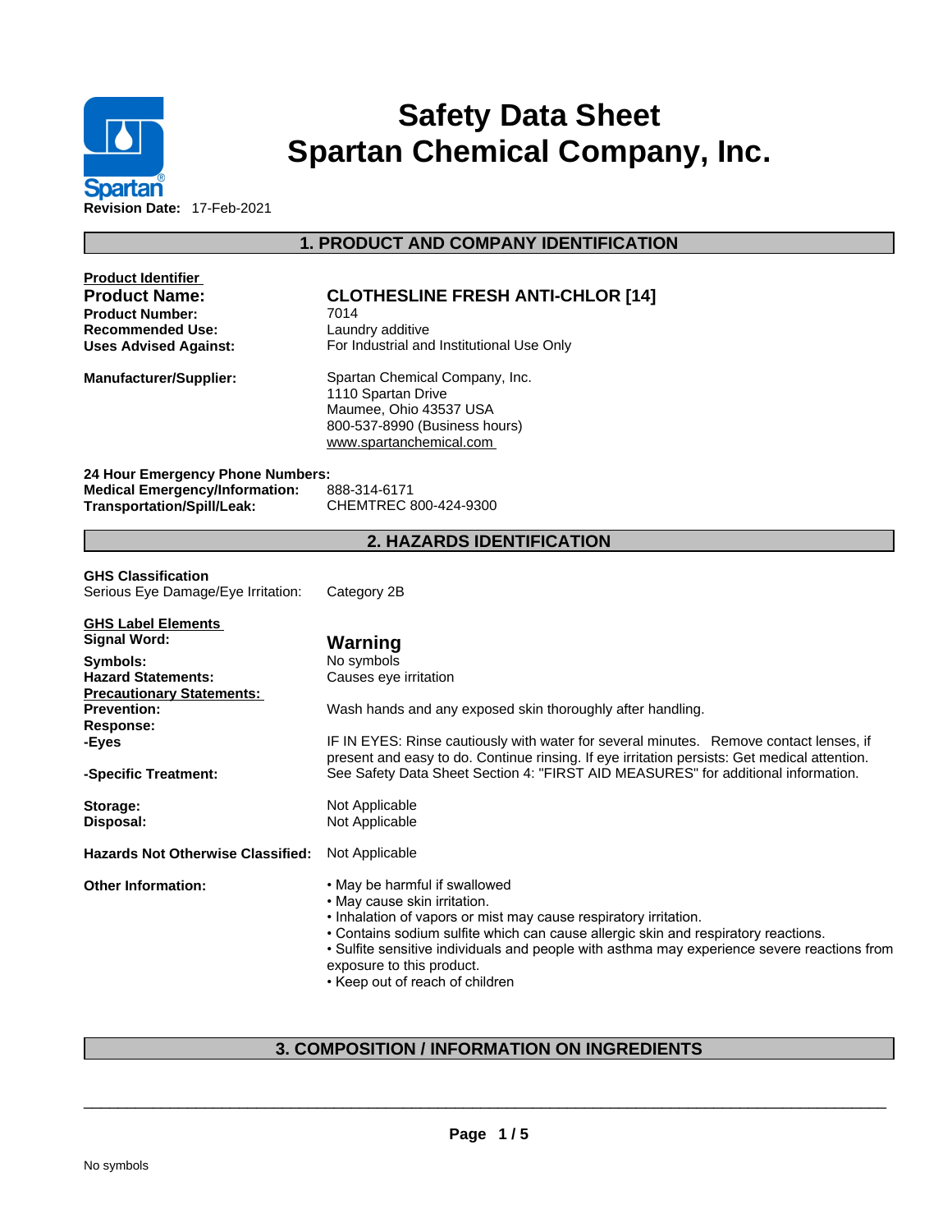# Safety Data Sheet
# Spartan Chemical Company, Inc.

**Revision Date:** 17-Feb-2021

## 1. PRODUCT AND COMPANY IDENTIFICATION

**Product Identifier**

**Product Name:** **CLOTHESLINE FRESH ANTI-CHLOR [14]**
**Product Number:** 7014
**Recommended Use:** Laundry additive
**Uses Advised Against:** For Industrial and Institutional Use Only

**Manufacturer/Supplier:**
Spartan Chemical Company, Inc.
1110 Spartan Drive
Maumee, Ohio 43537 USA
800-537-8990 (Business hours)
www.spartanchemical.com

**24 Hour Emergency Phone Numbers:**
**Medical Emergency/Information:** 888-314-6171
**Transportation/Spill/Leak:** CHEMTREC 800-424-9300

## 2. HAZARDS IDENTIFICATION

**GHS Classification**
Serious Eye Damage/Eye Irritation: Category 2B

**GHS Label Elements**
**Signal Word:** **Warning**
**Symbols:** No symbols
**Hazard Statements:** Causes eye irritation
**Precautionary Statements:**
**Prevention:** Wash hands and any exposed skin thoroughly after handling.
**Response:**
**-Eyes** IF IN EYES: Rinse cautiously with water for several minutes. Remove contact lenses, if present and easy to do. Continue rinsing. If eye irritation persists: Get medical attention.
**-Specific Treatment:** See Safety Data Sheet Section 4: "FIRST AID MEASURES" for additional information.

**Storage:** Not Applicable
**Disposal:** Not Applicable

**Hazards Not Otherwise Classified:** Not Applicable

**Other Information:**
- May be harmful if swallowed
- May cause skin irritation.
- Inhalation of vapors or mist may cause respiratory irritation.
- Contains sodium sulfite which can cause allergic skin and respiratory reactions.
- Sulfite sensitive individuals and people with asthma may experience severe reactions from exposure to this product.
- Keep out of reach of children

## 3. COMPOSITION / INFORMATION ON INGREDIENTS

No symbols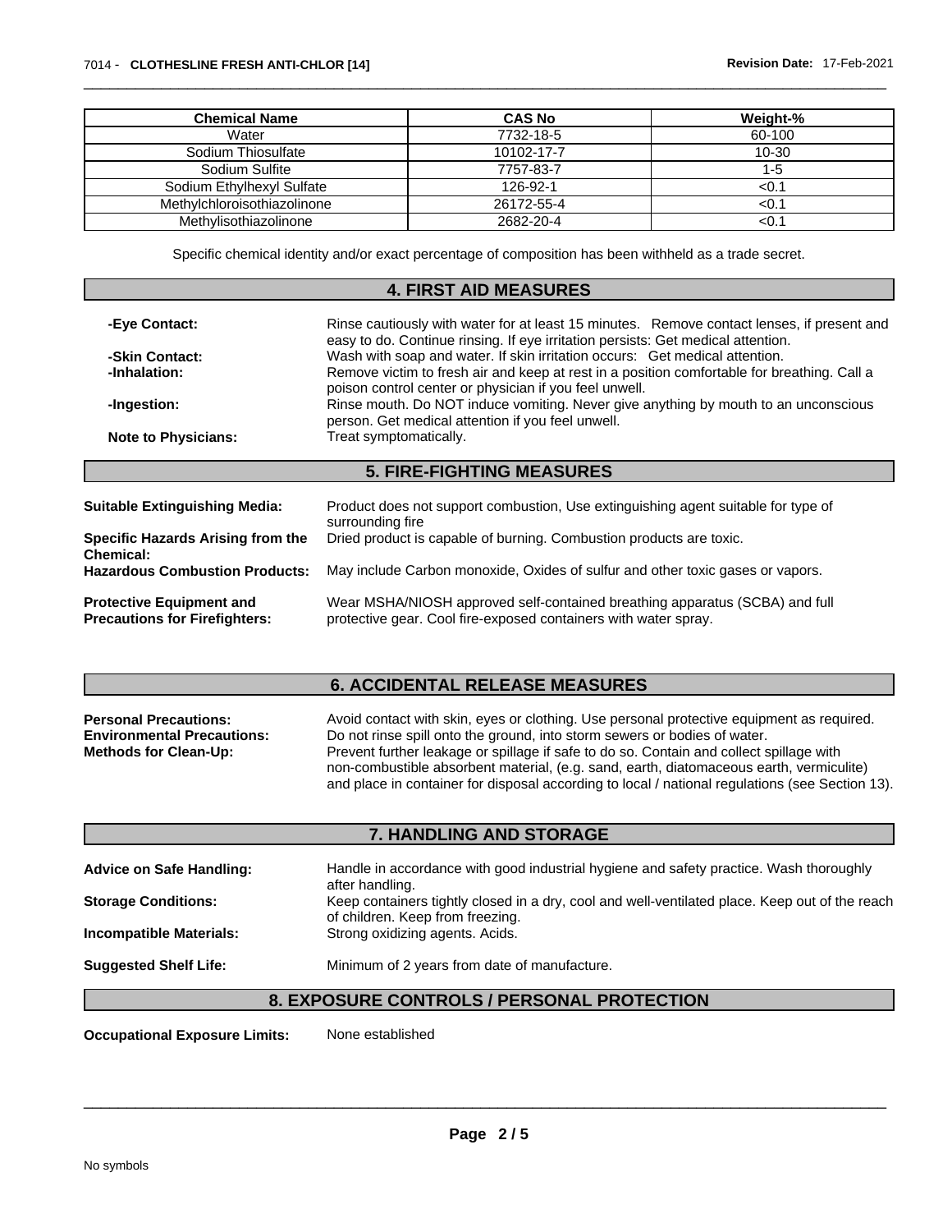| Chemical Name | CAS No | Weight-% |
|---|---|---|
| Water | 7732-18-5 | 60-100 |
| Sodium Thiosulfate | 10102-17-7 | 10-30 |
| Sodium Sulfite | 7757-83-7 | 1-5 |
| Sodium Ethylhexyl Sulfate | 126-92-1 | <0.1 |
| Methylchloroisothiazolinone | 26172-55-4 | <0.1 |
| Methylisothiazolinone | 2682-20-4 | <0.1 |

Specific chemical identity and/or exact percentage of composition has been withheld as a trade secret.

## 4. FIRST AID MEASURES

**-Eye Contact:** Rinse cautiously with water for at least 15 minutes. Remove contact lenses, if present and easy to do. Continue rinsing. If eye irritation persists: Get medical attention.

**-Skin Contact:** Wash with soap and water. If skin irritation occurs: Get medical attention.

**-Inhalation:** Remove victim to fresh air and keep at rest in a position comfortable for breathing. Call a poison control center or physician if you feel unwell.

**-Ingestion:** Rinse mouth. Do NOT induce vomiting. Never give anything by mouth to an unconscious person. Get medical attention if you feel unwell.

**Note to Physicians:** Treat symptomatically.

## 5. FIRE-FIGHTING MEASURES

**Suitable Extinguishing Media:** Product does not support combustion, Use extinguishing agent suitable for type of surrounding fire

**Specific Hazards Arising from the Chemical:** Dried product is capable of burning. Combustion products are toxic.

**Hazardous Combustion Products:** May include Carbon monoxide, Oxides of sulfur and other toxic gases or vapors.

**Protective Equipment and Precautions for Firefighters:** Wear MSHA/NIOSH approved self-contained breathing apparatus (SCBA) and full protective gear. Cool fire-exposed containers with water spray.

## 6. ACCIDENTAL RELEASE MEASURES

**Personal Precautions:** Avoid contact with skin, eyes or clothing. Use personal protective equipment as required.

**Environmental Precautions:** Do not rinse spill onto the ground, into storm sewers or bodies of water.

**Methods for Clean-Up:** Prevent further leakage or spillage if safe to do so. Contain and collect spillage with non-combustible absorbent material, (e.g. sand, earth, diatomaceous earth, vermiculite) and place in container for disposal according to local / national regulations (see Section 13).

## 7. HANDLING AND STORAGE

**Advice on Safe Handling:** Handle in accordance with good industrial hygiene and safety practice. Wash thoroughly after handling.

**Storage Conditions:** Keep containers tightly closed in a dry, cool and well-ventilated place. Keep out of the reach of children. Keep from freezing.

**Incompatible Materials:** Strong oxidizing agents. Acids.

**Suggested Shelf Life:** Minimum of 2 years from date of manufacture.

## 8. EXPOSURE CONTROLS / PERSONAL PROTECTION

**Occupational Exposure Limits:** None established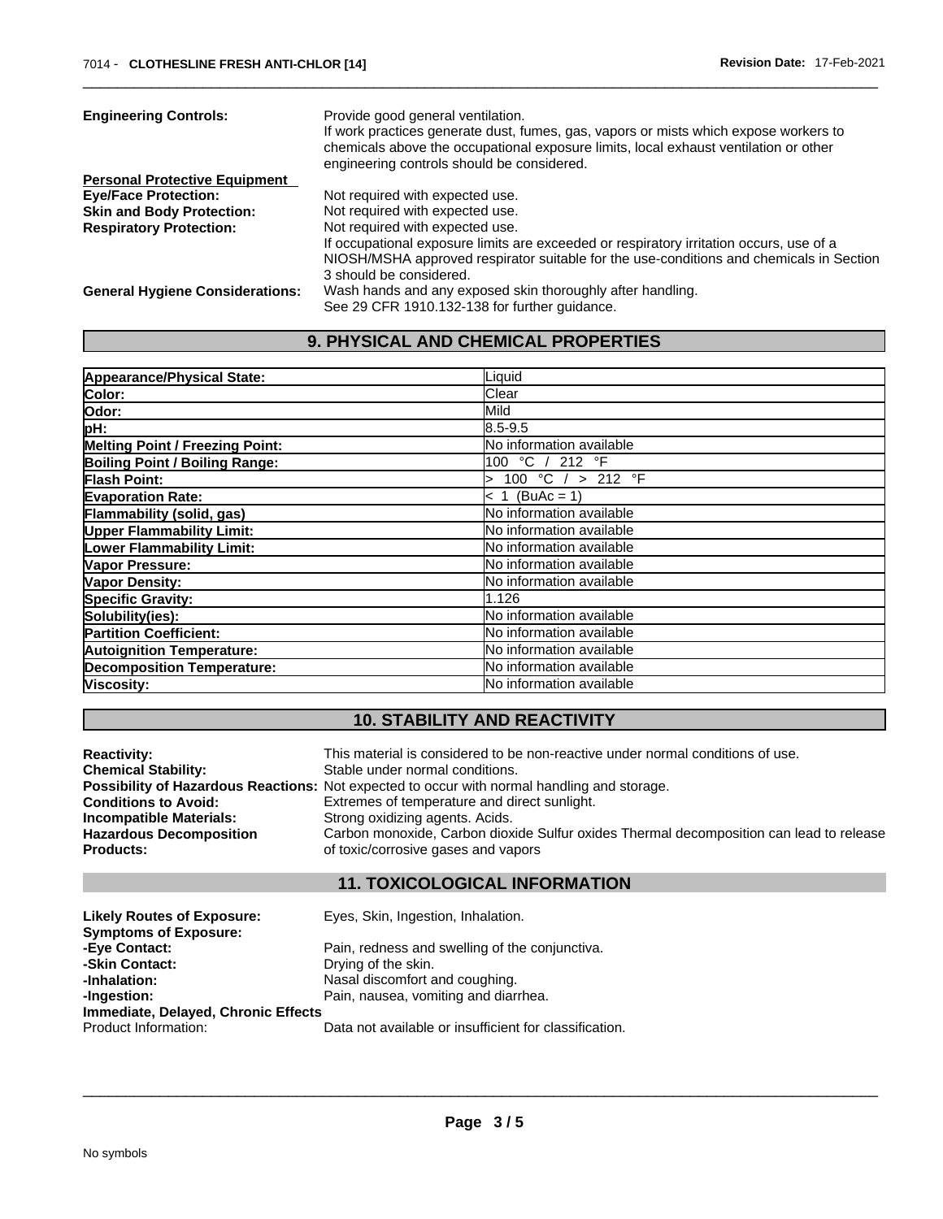**Engineering Controls:** Provide good general ventilation.
If work practices generate dust, fumes, gas, vapors or mists which expose workers to chemicals above the occupational exposure limits, local exhaust ventilation or other engineering controls should be considered.

**Personal Protective Equipment**

**Eye/Face Protection:** Not required with expected use.

**Skin and Body Protection:** Not required with expected use.

**Respiratory Protection:** Not required with expected use.
If occupational exposure limits are exceeded or respiratory irritation occurs, use of a NIOSH/MSHA approved respirator suitable for the use-conditions and chemicals in Section 3 should be considered.

**General Hygiene Considerations:** Wash hands and any exposed skin thoroughly after handling.
See 29 CFR 1910.132-138 for further guidance.

## 9. PHYSICAL AND CHEMICAL PROPERTIES

| Property | Value |
|---|---|
| **Appearance/Physical State:** | Liquid |
| **Color:** | Clear |
| **Odor:** | Mild |
| **pH:** | 8.5-9.5 |
| **Melting Point / Freezing Point:** | No information available |
| **Boiling Point / Boiling Range:** | 100 °C / 212 °F |
| **Flash Point:** | > 100 °C / > 212 °F |
| **Evaporation Rate:** | < 1 (BuAc = 1) |
| **Flammability (solid, gas)** | No information available |
| **Upper Flammability Limit:** | No information available |
| **Lower Flammability Limit:** | No information available |
| **Vapor Pressure:** | No information available |
| **Vapor Density:** | No information available |
| **Specific Gravity:** | 1.126 |
| **Solubility(ies):** | No information available |
| **Partition Coefficient:** | No information available |
| **Autoignition Temperature:** | No information available |
| **Decomposition Temperature:** | No information available |
| **Viscosity:** | No information available |

## 10. STABILITY AND REACTIVITY

**Reactivity:** This material is considered to be non-reactive under normal conditions of use.

**Chemical Stability:** Stable under normal conditions.

**Possibility of Hazardous Reactions:** Not expected to occur with normal handling and storage.

**Conditions to Avoid:** Extremes of temperature and direct sunlight.

**Incompatible Materials:** Strong oxidizing agents. Acids.

**Hazardous Decomposition Products:** Carbon monoxide, Carbon dioxide Sulfur oxides Thermal decomposition can lead to release of toxic/corrosive gases and vapors

## 11. TOXICOLOGICAL INFORMATION

**Likely Routes of Exposure:** Eyes, Skin, Ingestion, Inhalation.

**Symptoms of Exposure:**

**-Eye Contact:** Pain, redness and swelling of the conjunctiva.

**-Skin Contact:** Drying of the skin.

**-Inhalation:** Nasal discomfort and coughing.

**-Ingestion:** Pain, nausea, vomiting and diarrhea.

**Immediate, Delayed, Chronic Effects**

Product Information: Data not available or insufficient for classification.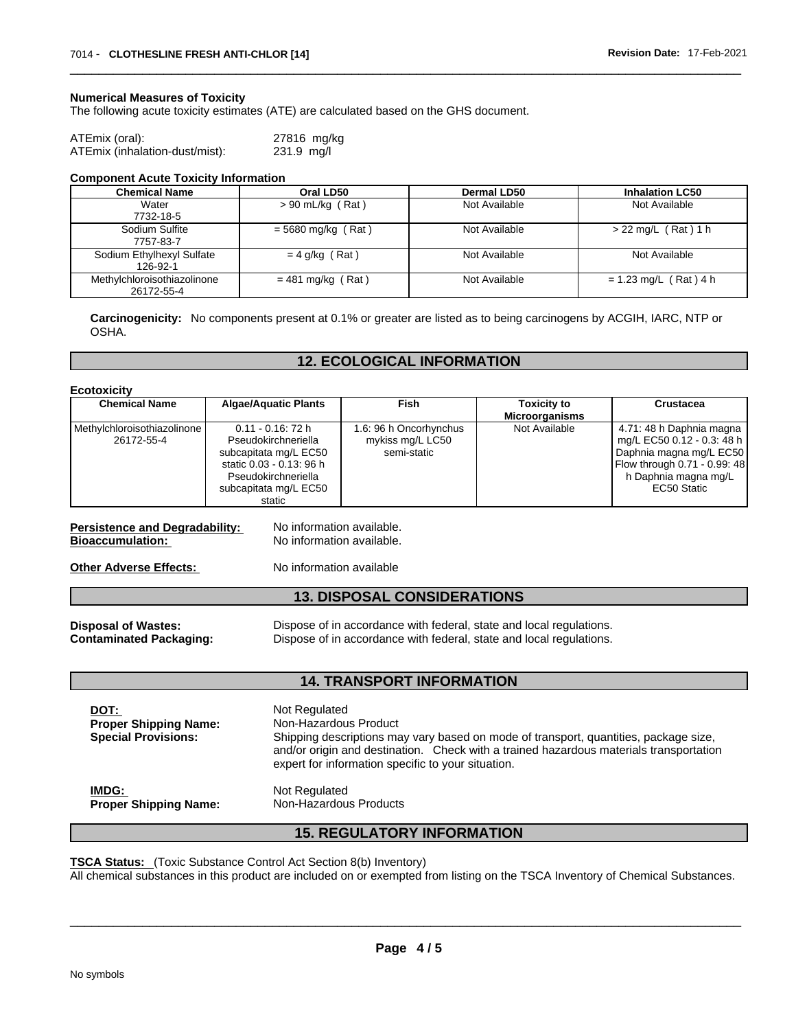**Numerical Measures of Toxicity**

The following acute toxicity estimates (ATE) are calculated based on the GHS document.

ATEmix (oral): 27816 mg/kg
ATEmix (inhalation-dust/mist): 231.9 mg/l

**Component Acute Toxicity Information**

| Chemical Name | Oral LD50 | Dermal LD50 | Inhalation LC50 |
|---|---|---|---|
| Water<br>7732-18-5 | > 90 mL/kg ( Rat ) | Not Available | Not Available |
| Sodium Sulfite<br>7757-83-7 | = 5680 mg/kg ( Rat ) | Not Available | > 22 mg/L ( Rat ) 1 h |
| Sodium Ethylhexyl Sulfate<br>126-92-1 | = 4 g/kg ( Rat ) | Not Available | Not Available |
| Methylchloroisothiazolinone<br>26172-55-4 | = 481 mg/kg ( Rat ) | Not Available | = 1.23 mg/L ( Rat ) 4 h |

**Carcinogenicity:** No components present at 0.1% or greater are listed as to being carcinogens by ACGIH, IARC, NTP or OSHA.

## 12. ECOLOGICAL INFORMATION

**Ecotoxicity**

| Chemical Name | Algae/Aquatic Plants | Fish | Toxicity to Microorganisms | Crustacea |
|---|---|---|---|---|
| Methylchloroisothiazolinone<br>26172-55-4 | 0.11 - 0.16: 72 h Pseudokirchneriella subcapitata mg/L EC50 static 0.03 - 0.13: 96 h Pseudokirchneriella subcapitata mg/L EC50 static | 1.6: 96 h Oncorhynchus mykiss mg/L LC50 semi-static | Not Available | 4.71: 48 h Daphnia magna mg/L EC50 0.12 - 0.3: 48 h Daphnia magna mg/L EC50 Flow through 0.71 - 0.99: 48 h Daphnia magna mg/L EC50 Static |

**Persistence and Degradability:** No information available.
**Bioaccumulation:** No information available.

**Other Adverse Effects:** No information available

## 13. DISPOSAL CONSIDERATIONS

**Disposal of Wastes:** Dispose of in accordance with federal, state and local regulations.
**Contaminated Packaging:** Dispose of in accordance with federal, state and local regulations.

## 14. TRANSPORT INFORMATION

**DOT:** Not Regulated
**Proper Shipping Name:** Non-Hazardous Product
**Special Provisions:** Shipping descriptions may vary based on mode of transport, quantities, package size, and/or origin and destination. Check with a trained hazardous materials transportation expert for information specific to your situation.

**IMDG:** Not Regulated
**Proper Shipping Name:** Non-Hazardous Products

## 15. REGULATORY INFORMATION

**TSCA Status:** (Toxic Substance Control Act Section 8(b) Inventory)
All chemical substances in this product are included on or exempted from listing on the TSCA Inventory of Chemical Substances.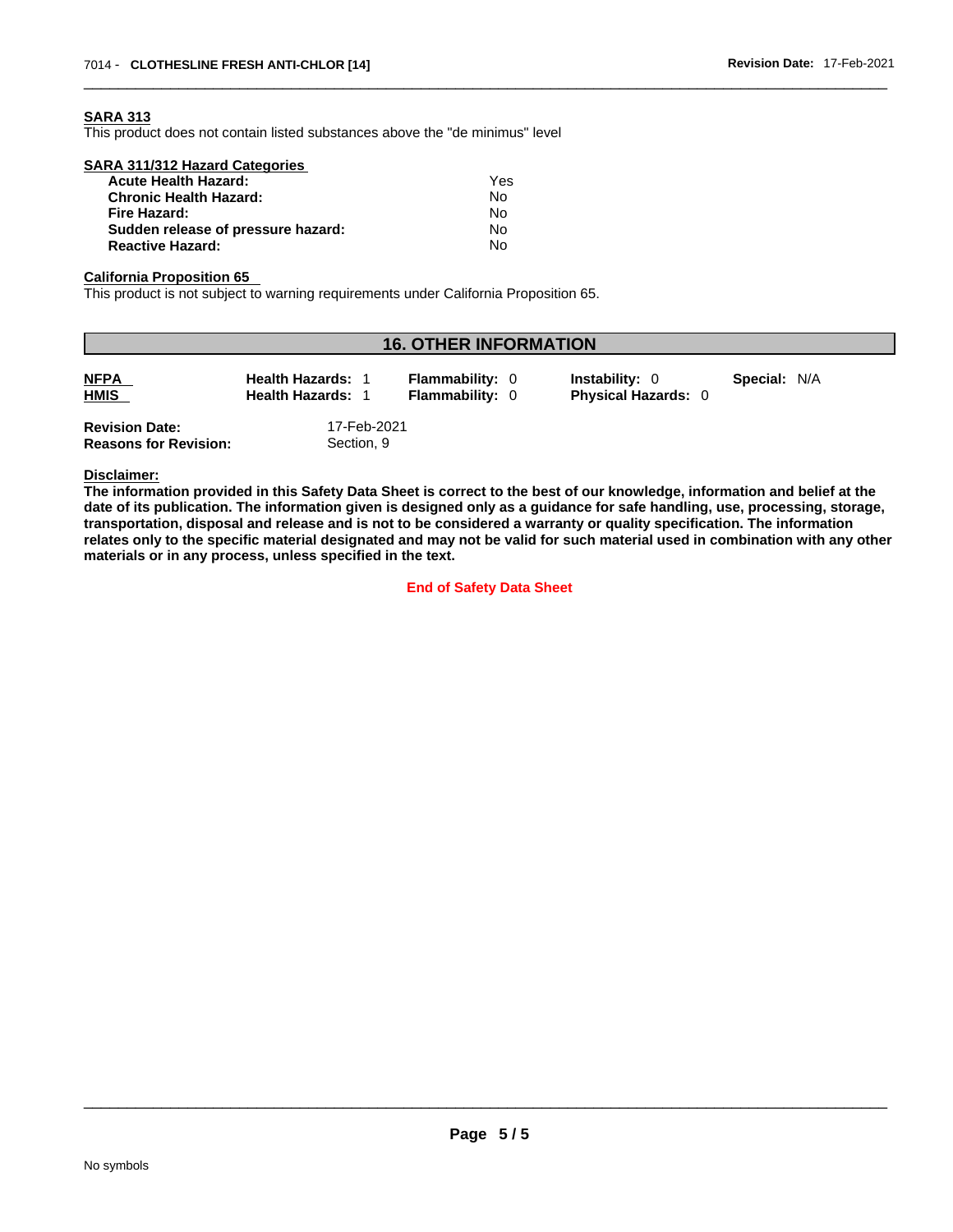**SARA 313**

This product does not contain listed substances above the "de minimus" level

**SARA 311/312 Hazard Categories**

| | |
|---|---|
| **Acute Health Hazard:** | Yes |
| **Chronic Health Hazard:** | No |
| **Fire Hazard:** | No |
| **Sudden release of pressure hazard:** | No |
| **Reactive Hazard:** | No |

**California Proposition 65**

This product is not subject to warning requirements under California Proposition 65.

## 16. OTHER INFORMATION

| | | | | |
|---|---|---|---|---|
| **NFPA** | **Health Hazards:** 1 | **Flammability:** 0 | **Instability:** 0 | **Special:** N/A |
| **HMIS** | **Health Hazards:** 1 | **Flammability:** 0 | **Physical Hazards:** 0 | |

**Revision Date:** 17-Feb-2021
**Reasons for Revision:** Section, 9

**Disclaimer:**

**The information provided in this Safety Data Sheet is correct to the best of our knowledge, information and belief at the date of its publication. The information given is designed only as a guidance for safe handling, use, processing, storage, transportation, disposal and release and is not to be considered a warranty or quality specification. The information relates only to the specific material designated and may not be valid for such material used in combination with any other materials or in any process, unless specified in the text.**

**End of Safety Data Sheet**

No symbols